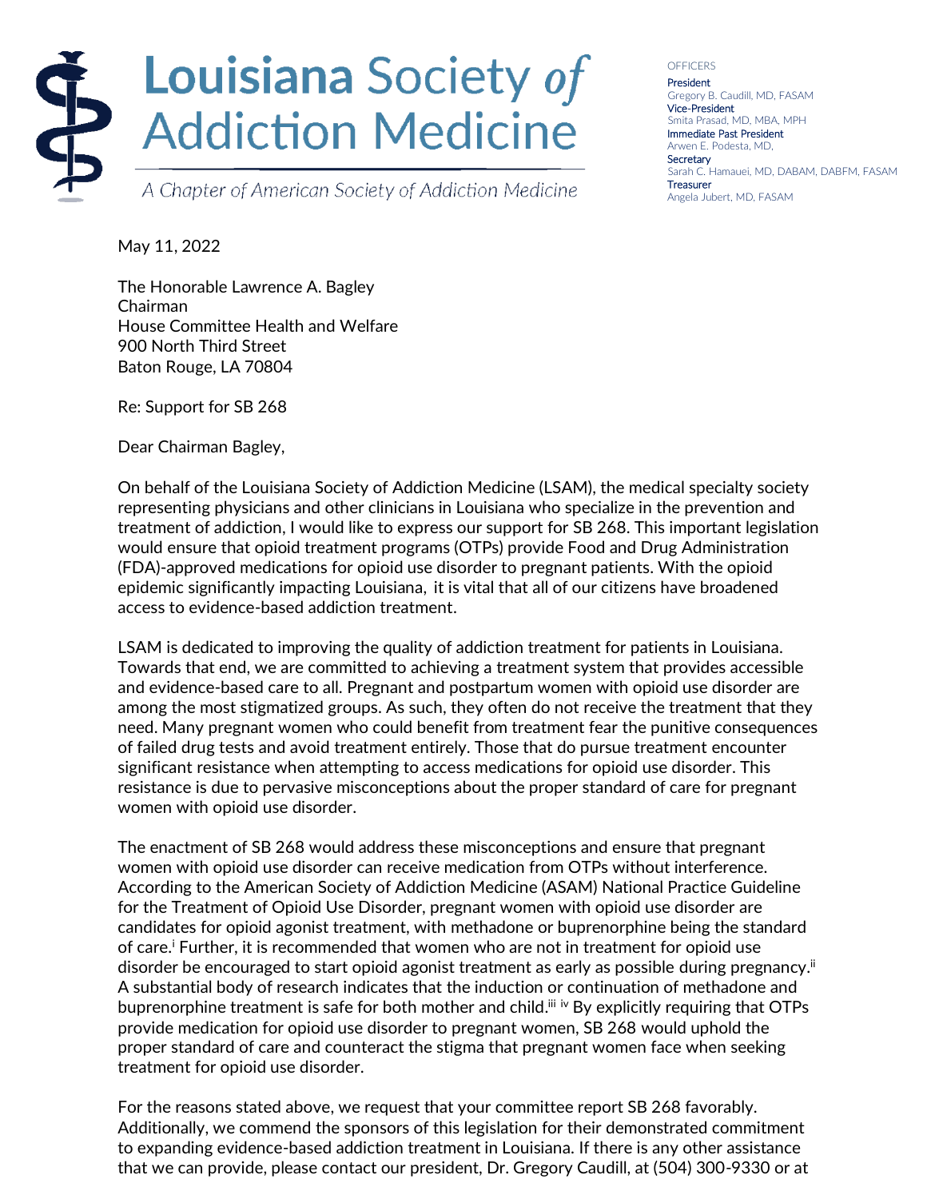# Louisiana Society *of* Addiction Medicine

*A Chapter of American Society of Addiction Medicine*

OFFICERS

**President**
Gregory B. Caudill, MD, FASAM

**Vice-President**
Smita Prasad, MD, MBA, MPH

**Immediate Past President**
Arwen E. Podesta, MD,

**Secretary**
Sarah C. Hamauei, MD, DABAM, DABFM, FASAM

**Treasurer**
Angela Jubert, MD, FASAM

May 11, 2022

The Honorable Lawrence A. Bagley
Chairman
House Committee Health and Welfare
900 North Third Street
Baton Rouge, LA 70804

Re: Support for SB 268

Dear Chairman Bagley,

On behalf of the Louisiana Society of Addiction Medicine (LSAM), the medical specialty society representing physicians and other clinicians in Louisiana who specialize in the prevention and treatment of addiction, I would like to express our support for SB 268. This important legislation would ensure that opioid treatment programs (OTPs) provide Food and Drug Administration (FDA)-approved medications for opioid use disorder to pregnant patients. With the opioid epidemic significantly impacting Louisiana, it is vital that all of our citizens have broadened access to evidence-based addiction treatment.

LSAM is dedicated to improving the quality of addiction treatment for patients in Louisiana. Towards that end, we are committed to achieving a treatment system that provides accessible and evidence-based care to all. Pregnant and postpartum women with opioid use disorder are among the most stigmatized groups. As such, they often do not receive the treatment that they need. Many pregnant women who could benefit from treatment fear the punitive consequences of failed drug tests and avoid treatment entirely. Those that do pursue treatment encounter significant resistance when attempting to access medications for opioid use disorder. This resistance is due to pervasive misconceptions about the proper standard of care for pregnant women with opioid use disorder.

The enactment of SB 268 would address these misconceptions and ensure that pregnant women with opioid use disorder can receive medication from OTPs without interference. According to the American Society of Addiction Medicine (ASAM) National Practice Guideline for the Treatment of Opioid Use Disorder, pregnant women with opioid use disorder are candidates for opioid agonist treatment, with methadone or buprenorphine being the standard of care.[i] Further, it is recommended that women who are not in treatment for opioid use disorder be encouraged to start opioid agonist treatment as early as possible during pregnancy.[ii] A substantial body of research indicates that the induction or continuation of methadone and buprenorphine treatment is safe for both mother and child.[iii] [iv] By explicitly requiring that OTPs provide medication for opioid use disorder to pregnant women, SB 268 would uphold the proper standard of care and counteract the stigma that pregnant women face when seeking treatment for opioid use disorder.

For the reasons stated above, we request that your committee report SB 268 favorably. Additionally, we commend the sponsors of this legislation for their demonstrated commitment to expanding evidence-based addiction treatment in Louisiana. If there is any other assistance that we can provide, please contact our president, Dr. Gregory Caudill, at (504) 300-9330 or at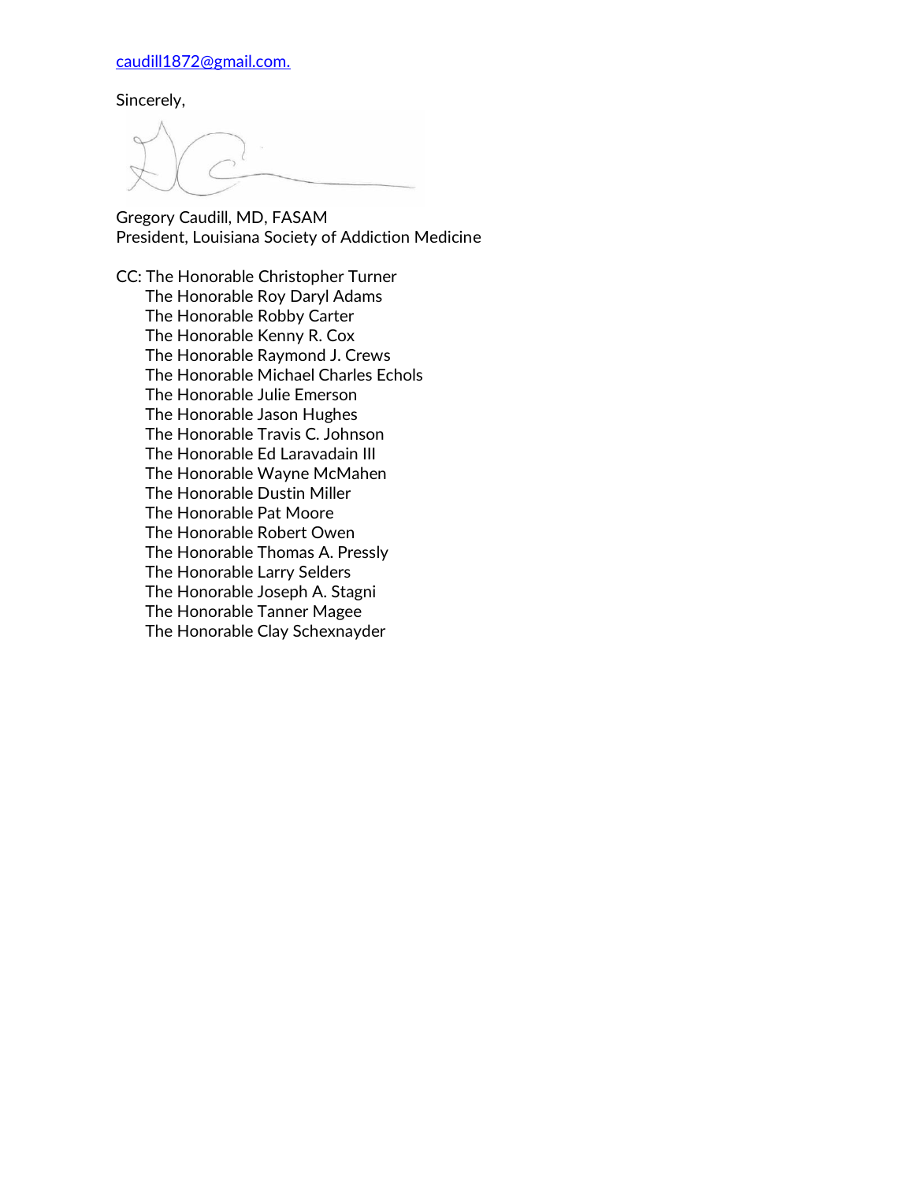caudill1872@gmail.com.

Sincerely,

Gregory Caudill, MD, FASAM
President, Louisiana Society of Addiction Medicine

CC: The Honorable Christopher Turner
The Honorable Roy Daryl Adams
The Honorable Robby Carter
The Honorable Kenny R. Cox
The Honorable Raymond J. Crews
The Honorable Michael Charles Echols
The Honorable Julie Emerson
The Honorable Jason Hughes
The Honorable Travis C. Johnson
The Honorable Ed Laravadain III
The Honorable Wayne McMahen
The Honorable Dustin Miller
The Honorable Pat Moore
The Honorable Robert Owen
The Honorable Thomas A. Pressly
The Honorable Larry Selders
The Honorable Joseph A. Stagni
The Honorable Tanner Magee
The Honorable Clay Schexnayder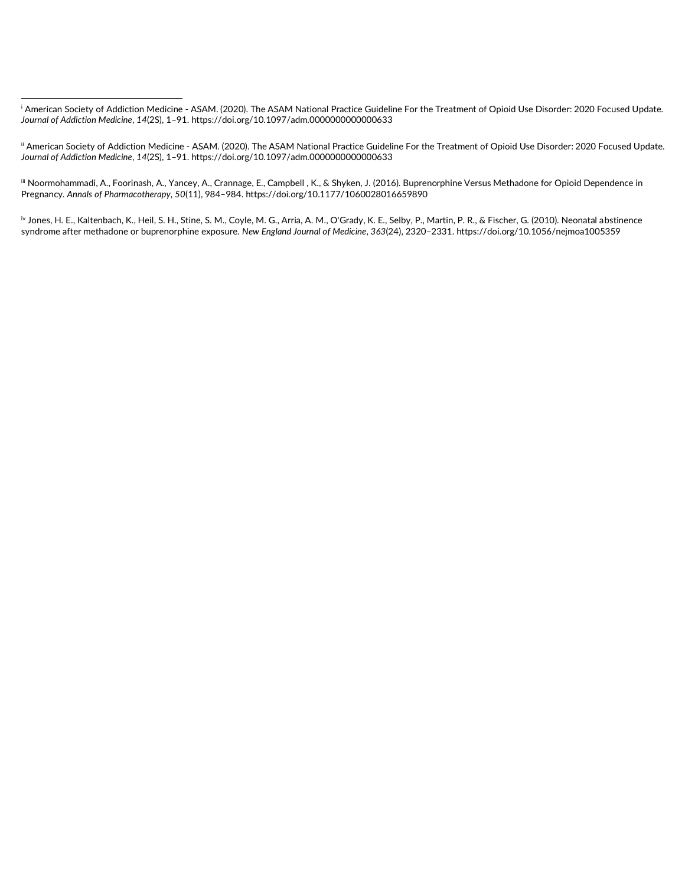[i] American Society of Addiction Medicine - ASAM. (2020). The ASAM National Practice Guideline For the Treatment of Opioid Use Disorder: 2020 Focused Update. *Journal of Addiction Medicine*, *14*(2S), 1–91. https://doi.org/10.1097/adm.0000000000000633

[ii] American Society of Addiction Medicine - ASAM. (2020). The ASAM National Practice Guideline For the Treatment of Opioid Use Disorder: 2020 Focused Update. *Journal of Addiction Medicine*, *14*(2S), 1–91. https://doi.org/10.1097/adm.0000000000000633

[iii] Noormohammadi, A., Foorinash, A., Yancey, A., Crannage, E., Campbell , K., & Shyken, J. (2016). Buprenorphine Versus Methadone for Opioid Dependence in Pregnancy. *Annals of Pharmacotherapy*, *50*(11), 984–984. https://doi.org/10.1177/1060028016659890

[iv] Jones, H. E., Kaltenbach, K., Heil, S. H., Stine, S. M., Coyle, M. G., Arria, A. M., O'Grady, K. E., Selby, P., Martin, P. R., & Fischer, G. (2010). Neonatal abstinence syndrome after methadone or buprenorphine exposure. *New England Journal of Medicine*, *363*(24), 2320–2331. https://doi.org/10.1056/nejmoa1005359